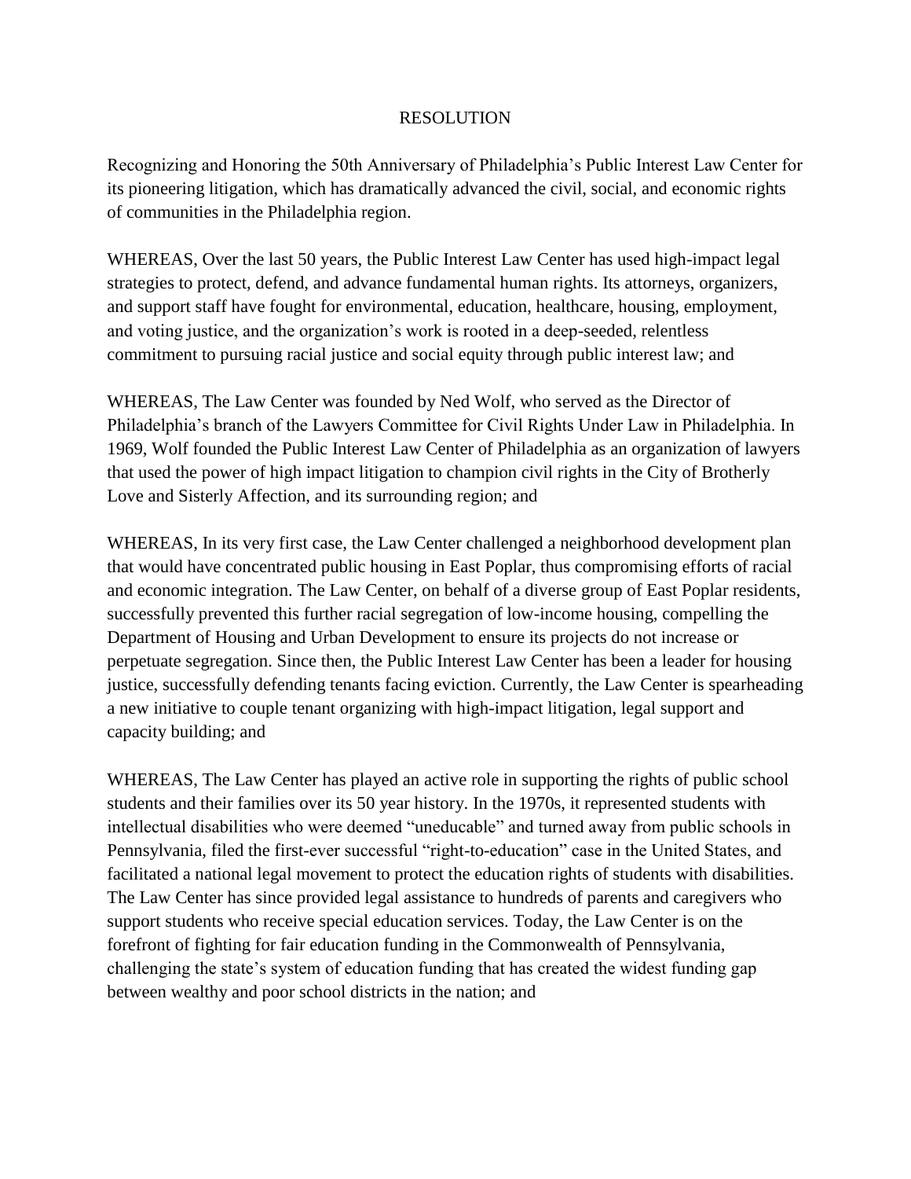# RESOLUTION

Recognizing and Honoring the 50th Anniversary of Philadelphia's Public Interest Law Center for its pioneering litigation, which has dramatically advanced the civil, social, and economic rights of communities in the Philadelphia region.

WHEREAS, Over the last 50 years, the Public Interest Law Center has used high-impact legal strategies to protect, defend, and advance fundamental human rights. Its attorneys, organizers, and support staff have fought for environmental, education, healthcare, housing, employment, and voting justice, and the organization's work is rooted in a deep-seeded, relentless commitment to pursuing racial justice and social equity through public interest law; and

WHEREAS, The Law Center was founded by Ned Wolf, who served as the Director of Philadelphia's branch of the Lawyers Committee for Civil Rights Under Law in Philadelphia. In 1969, Wolf founded the Public Interest Law Center of Philadelphia as an organization of lawyers that used the power of high impact litigation to champion civil rights in the City of Brotherly Love and Sisterly Affection, and its surrounding region; and

WHEREAS, In its very first case, the Law Center challenged a neighborhood development plan that would have concentrated public housing in East Poplar, thus compromising efforts of racial and economic integration. The Law Center, on behalf of a diverse group of East Poplar residents, successfully prevented this further racial segregation of low-income housing, compelling the Department of Housing and Urban Development to ensure its projects do not increase or perpetuate segregation. Since then, the Public Interest Law Center has been a leader for housing justice, successfully defending tenants facing eviction. Currently, the Law Center is spearheading a new initiative to couple tenant organizing with high-impact litigation, legal support and capacity building; and

WHEREAS, The Law Center has played an active role in supporting the rights of public school students and their families over its 50 year history. In the 1970s, it represented students with intellectual disabilities who were deemed "uneducable" and turned away from public schools in Pennsylvania, filed the first-ever successful "right-to-education" case in the United States, and facilitated a national legal movement to protect the education rights of students with disabilities. The Law Center has since provided legal assistance to hundreds of parents and caregivers who support students who receive special education services. Today, the Law Center is on the forefront of fighting for fair education funding in the Commonwealth of Pennsylvania, challenging the state's system of education funding that has created the widest funding gap between wealthy and poor school districts in the nation; and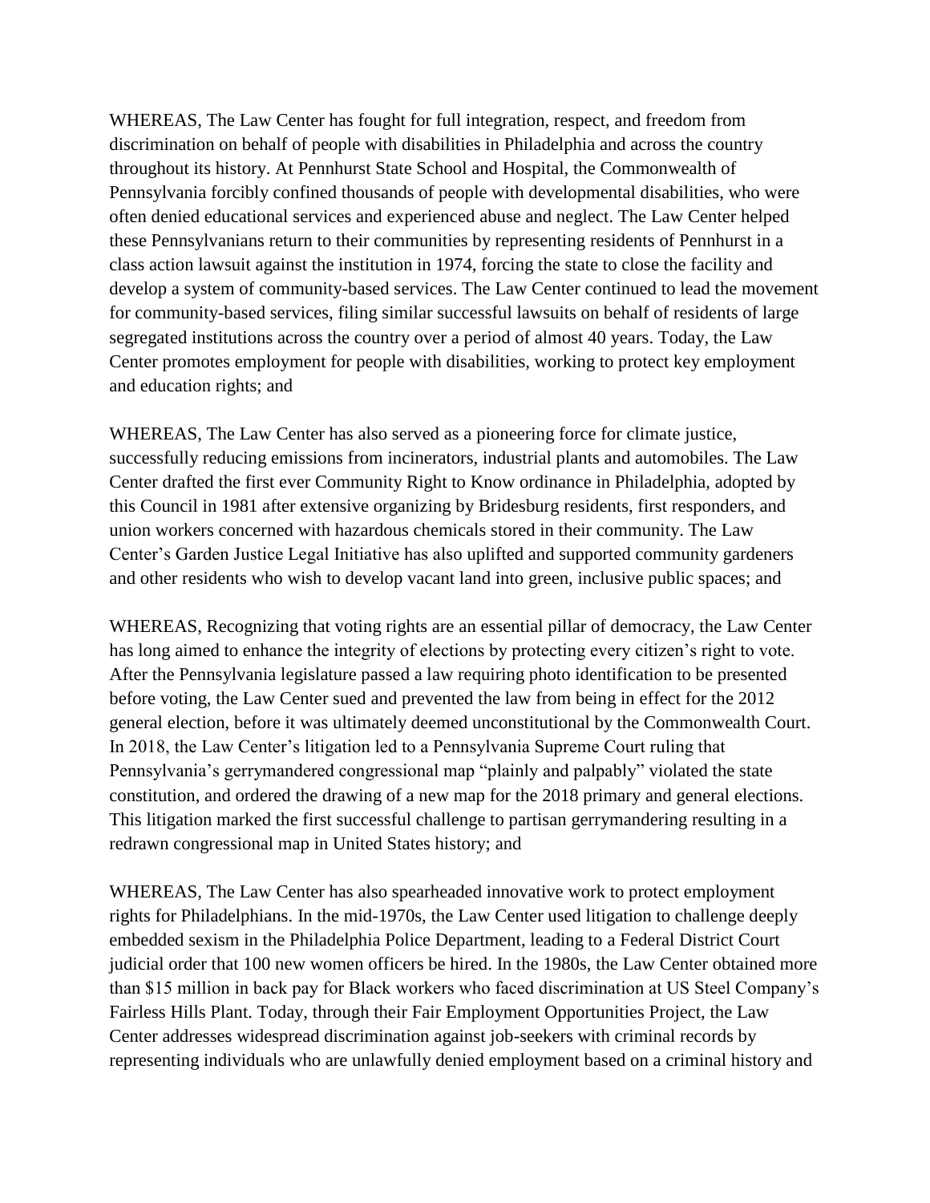WHEREAS, The Law Center has fought for full integration, respect, and freedom from discrimination on behalf of people with disabilities in Philadelphia and across the country throughout its history. At Pennhurst State School and Hospital, the Commonwealth of Pennsylvania forcibly confined thousands of people with developmental disabilities, who were often denied educational services and experienced abuse and neglect. The Law Center helped these Pennsylvanians return to their communities by representing residents of Pennhurst in a class action lawsuit against the institution in 1974, forcing the state to close the facility and develop a system of community-based services. The Law Center continued to lead the movement for community-based services, filing similar successful lawsuits on behalf of residents of large segregated institutions across the country over a period of almost 40 years. Today, the Law Center promotes employment for people with disabilities, working to protect key employment and education rights; and

WHEREAS, The Law Center has also served as a pioneering force for climate justice, successfully reducing emissions from incinerators, industrial plants and automobiles. The Law Center drafted the first ever Community Right to Know ordinance in Philadelphia, adopted by this Council in 1981 after extensive organizing by Bridesburg residents, first responders, and union workers concerned with hazardous chemicals stored in their community. The Law Center's Garden Justice Legal Initiative has also uplifted and supported community gardeners and other residents who wish to develop vacant land into green, inclusive public spaces; and

WHEREAS, Recognizing that voting rights are an essential pillar of democracy, the Law Center has long aimed to enhance the integrity of elections by protecting every citizen's right to vote. After the Pennsylvania legislature passed a law requiring photo identification to be presented before voting, the Law Center sued and prevented the law from being in effect for the 2012 general election, before it was ultimately deemed unconstitutional by the Commonwealth Court. In 2018, the Law Center's litigation led to a Pennsylvania Supreme Court ruling that Pennsylvania's gerrymandered congressional map "plainly and palpably" violated the state constitution, and ordered the drawing of a new map for the 2018 primary and general elections. This litigation marked the first successful challenge to partisan gerrymandering resulting in a redrawn congressional map in United States history; and

WHEREAS, The Law Center has also spearheaded innovative work to protect employment rights for Philadelphians. In the mid-1970s, the Law Center used litigation to challenge deeply embedded sexism in the Philadelphia Police Department, leading to a Federal District Court judicial order that 100 new women officers be hired. In the 1980s, the Law Center obtained more than $15 million in back pay for Black workers who faced discrimination at US Steel Company's Fairless Hills Plant. Today, through their Fair Employment Opportunities Project, the Law Center addresses widespread discrimination against job-seekers with criminal records by representing individuals who are unlawfully denied employment based on a criminal history and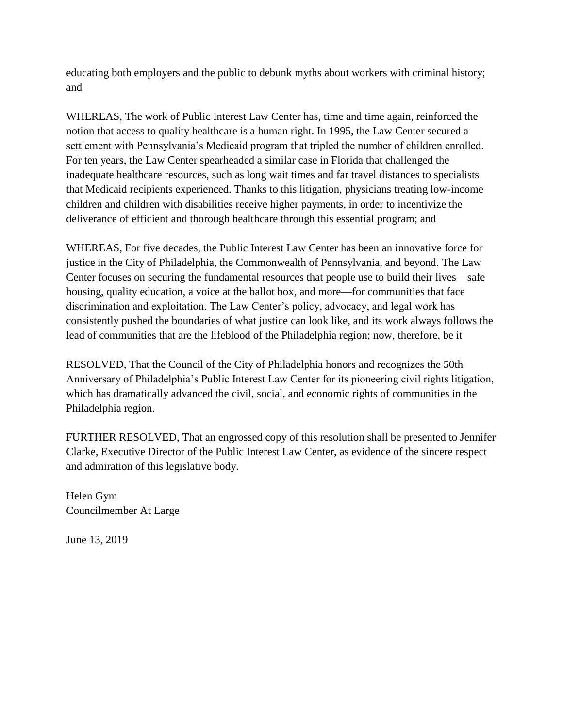educating both employers and the public to debunk myths about workers with criminal history; and

WHEREAS, The work of Public Interest Law Center has, time and time again, reinforced the notion that access to quality healthcare is a human right. In 1995, the Law Center secured a settlement with Pennsylvania's Medicaid program that tripled the number of children enrolled. For ten years, the Law Center spearheaded a similar case in Florida that challenged the inadequate healthcare resources, such as long wait times and far travel distances to specialists that Medicaid recipients experienced. Thanks to this litigation, physicians treating low-income children and children with disabilities receive higher payments, in order to incentivize the deliverance of efficient and thorough healthcare through this essential program; and

WHEREAS, For five decades, the Public Interest Law Center has been an innovative force for justice in the City of Philadelphia, the Commonwealth of Pennsylvania, and beyond. The Law Center focuses on securing the fundamental resources that people use to build their lives—safe housing, quality education, a voice at the ballot box, and more—for communities that face discrimination and exploitation. The Law Center's policy, advocacy, and legal work has consistently pushed the boundaries of what justice can look like, and its work always follows the lead of communities that are the lifeblood of the Philadelphia region; now, therefore, be it

RESOLVED, That the Council of the City of Philadelphia honors and recognizes the 50th Anniversary of Philadelphia's Public Interest Law Center for its pioneering civil rights litigation, which has dramatically advanced the civil, social, and economic rights of communities in the Philadelphia region.

FURTHER RESOLVED, That an engrossed copy of this resolution shall be presented to Jennifer Clarke, Executive Director of the Public Interest Law Center, as evidence of the sincere respect and admiration of this legislative body.

Helen Gym
Councilmember At Large

June 13, 2019